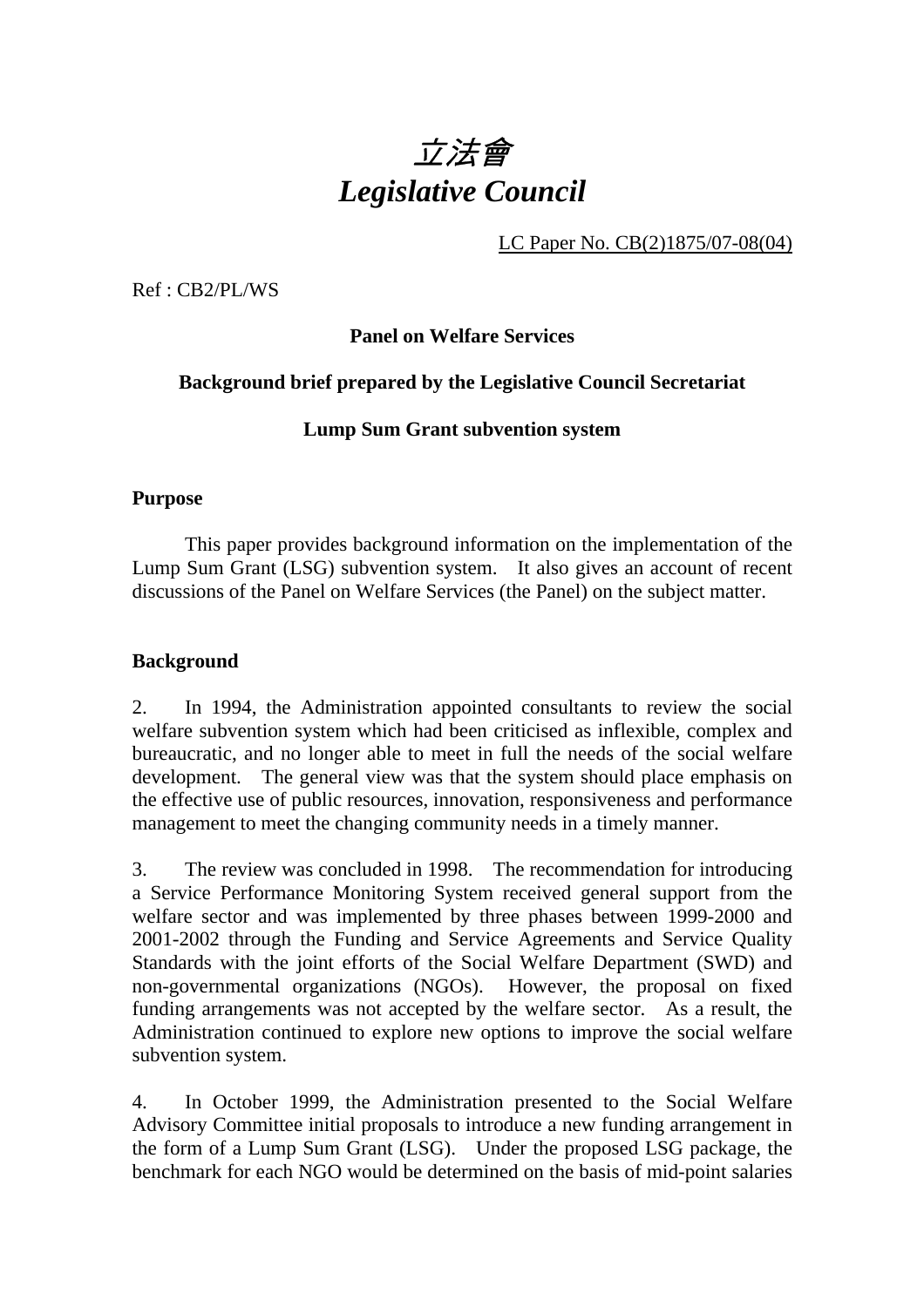# *立法會*
# *Legislative Council*

LC Paper No. CB(2)1875/07-08(04)

Ref : CB2/PL/WS

**Panel on Welfare Services**

**Background brief prepared by the Legislative Council Secretariat**

**Lump Sum Grant subvention system**

**Purpose**

This paper provides background information on the implementation of the Lump Sum Grant (LSG) subvention system. It also gives an account of recent discussions of the Panel on Welfare Services (the Panel) on the subject matter.

**Background**

2. In 1994, the Administration appointed consultants to review the social welfare subvention system which had been criticised as inflexible, complex and bureaucratic, and no longer able to meet in full the needs of the social welfare development. The general view was that the system should place emphasis on the effective use of public resources, innovation, responsiveness and performance management to meet the changing community needs in a timely manner.

3. The review was concluded in 1998. The recommendation for introducing a Service Performance Monitoring System received general support from the welfare sector and was implemented by three phases between 1999-2000 and 2001-2002 through the Funding and Service Agreements and Service Quality Standards with the joint efforts of the Social Welfare Department (SWD) and non-governmental organizations (NGOs). However, the proposal on fixed funding arrangements was not accepted by the welfare sector. As a result, the Administration continued to explore new options to improve the social welfare subvention system.

4. In October 1999, the Administration presented to the Social Welfare Advisory Committee initial proposals to introduce a new funding arrangement in the form of a Lump Sum Grant (LSG). Under the proposed LSG package, the benchmark for each NGO would be determined on the basis of mid-point salaries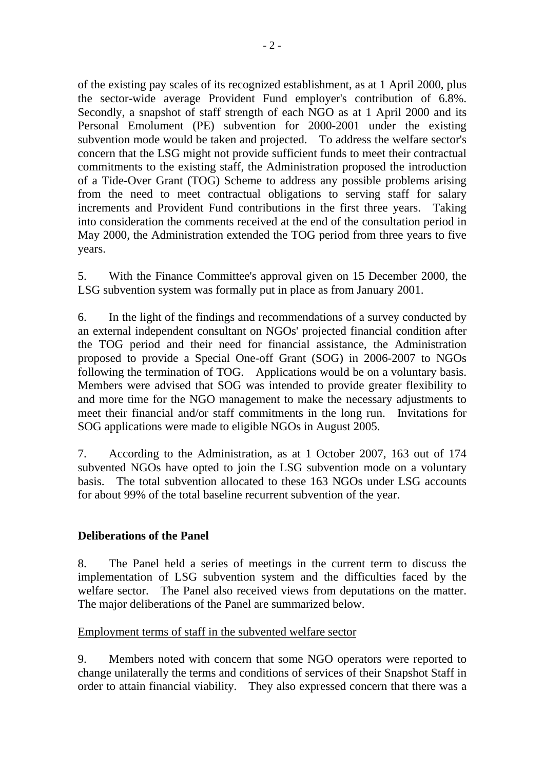of the existing pay scales of its recognized establishment, as at 1 April 2000, plus the sector-wide average Provident Fund employer's contribution of 6.8%. Secondly, a snapshot of staff strength of each NGO as at 1 April 2000 and its Personal Emolument (PE) subvention for 2000-2001 under the existing subvention mode would be taken and projected. To address the welfare sector's concern that the LSG might not provide sufficient funds to meet their contractual commitments to the existing staff, the Administration proposed the introduction of a Tide-Over Grant (TOG) Scheme to address any possible problems arising from the need to meet contractual obligations to serving staff for salary increments and Provident Fund contributions in the first three years. Taking into consideration the comments received at the end of the consultation period in May 2000, the Administration extended the TOG period from three years to five years.

5. With the Finance Committee's approval given on 15 December 2000, the LSG subvention system was formally put in place as from January 2001.

6. In the light of the findings and recommendations of a survey conducted by an external independent consultant on NGOs' projected financial condition after the TOG period and their need for financial assistance, the Administration proposed to provide a Special One-off Grant (SOG) in 2006-2007 to NGOs following the termination of TOG. Applications would be on a voluntary basis. Members were advised that SOG was intended to provide greater flexibility to and more time for the NGO management to make the necessary adjustments to meet their financial and/or staff commitments in the long run. Invitations for SOG applications were made to eligible NGOs in August 2005.

7. According to the Administration, as at 1 October 2007, 163 out of 174 subvented NGOs have opted to join the LSG subvention mode on a voluntary basis. The total subvention allocated to these 163 NGOs under LSG accounts for about 99% of the total baseline recurrent subvention of the year.

**Deliberations of the Panel**

8. The Panel held a series of meetings in the current term to discuss the implementation of LSG subvention system and the difficulties faced by the welfare sector. The Panel also received views from deputations on the matter. The major deliberations of the Panel are summarized below.

<u>Employment terms of staff in the subvented welfare sector</u>

9. Members noted with concern that some NGO operators were reported to change unilaterally the terms and conditions of services of their Snapshot Staff in order to attain financial viability. They also expressed concern that there was a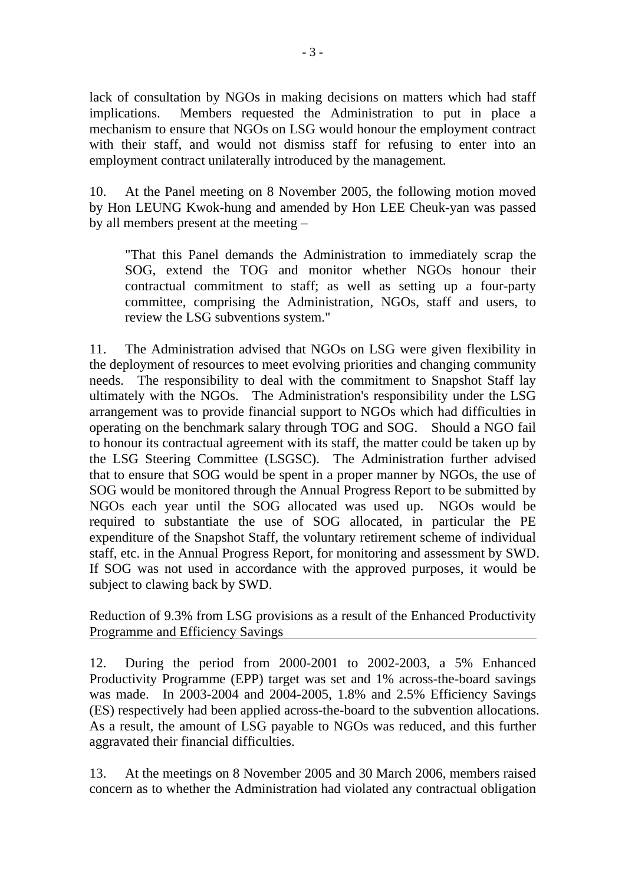lack of consultation by NGOs in making decisions on matters which had staff implications. Members requested the Administration to put in place a mechanism to ensure that NGOs on LSG would honour the employment contract with their staff, and would not dismiss staff for refusing to enter into an employment contract unilaterally introduced by the management.

10. At the Panel meeting on 8 November 2005, the following motion moved by Hon LEUNG Kwok-hung and amended by Hon LEE Cheuk-yan was passed by all members present at the meeting –

> "That this Panel demands the Administration to immediately scrap the SOG, extend the TOG and monitor whether NGOs honour their contractual commitment to staff; as well as setting up a four-party committee, comprising the Administration, NGOs, staff and users, to review the LSG subventions system."

11. The Administration advised that NGOs on LSG were given flexibility in the deployment of resources to meet evolving priorities and changing community needs. The responsibility to deal with the commitment to Snapshot Staff lay ultimately with the NGOs. The Administration's responsibility under the LSG arrangement was to provide financial support to NGOs which had difficulties in operating on the benchmark salary through TOG and SOG. Should a NGO fail to honour its contractual agreement with its staff, the matter could be taken up by the LSG Steering Committee (LSGSC). The Administration further advised that to ensure that SOG would be spent in a proper manner by NGOs, the use of SOG would be monitored through the Annual Progress Report to be submitted by NGOs each year until the SOG allocated was used up. NGOs would be required to substantiate the use of SOG allocated, in particular the PE expenditure of the Snapshot Staff, the voluntary retirement scheme of individual staff, etc. in the Annual Progress Report, for monitoring and assessment by SWD. If SOG was not used in accordance with the approved purposes, it would be subject to clawing back by SWD.

<u>Reduction of 9.3% from LSG provisions as a result of the Enhanced Productivity Programme and Efficiency Savings</u>

12. During the period from 2000-2001 to 2002-2003, a 5% Enhanced Productivity Programme (EPP) target was set and 1% across-the-board savings was made. In 2003-2004 and 2004-2005, 1.8% and 2.5% Efficiency Savings (ES) respectively had been applied across-the-board to the subvention allocations. As a result, the amount of LSG payable to NGOs was reduced, and this further aggravated their financial difficulties.

13. At the meetings on 8 November 2005 and 30 March 2006, members raised concern as to whether the Administration had violated any contractual obligation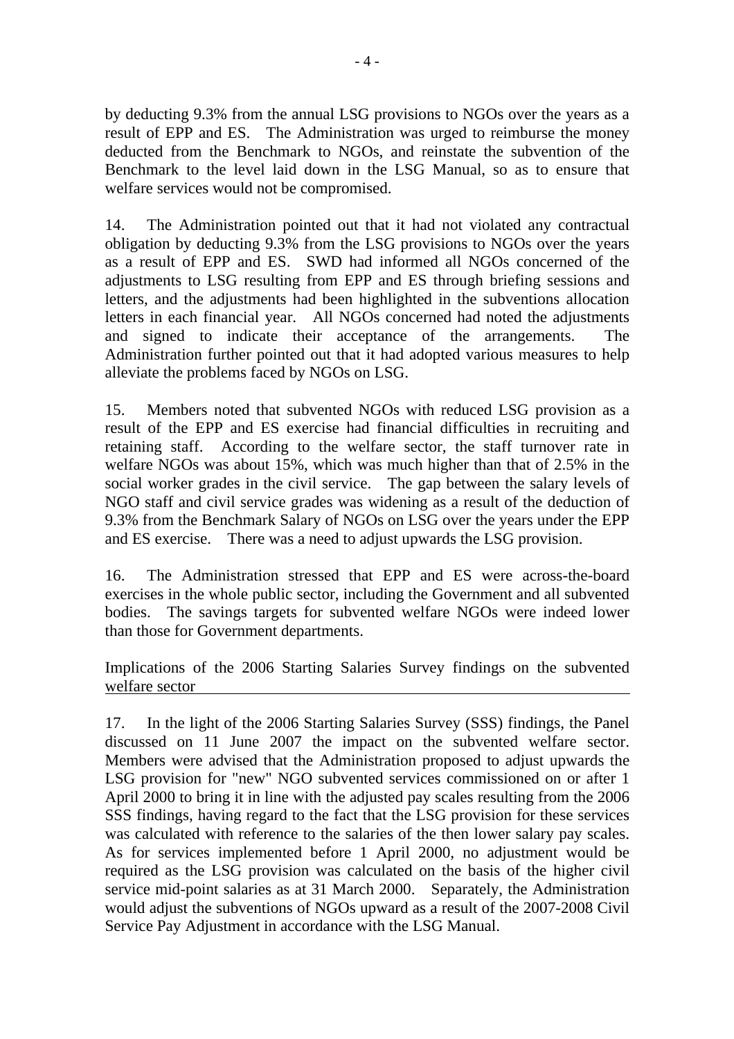by deducting 9.3% from the annual LSG provisions to NGOs over the years as a result of EPP and ES. The Administration was urged to reimburse the money deducted from the Benchmark to NGOs, and reinstate the subvention of the Benchmark to the level laid down in the LSG Manual, so as to ensure that welfare services would not be compromised.

14. The Administration pointed out that it had not violated any contractual obligation by deducting 9.3% from the LSG provisions to NGOs over the years as a result of EPP and ES. SWD had informed all NGOs concerned of the adjustments to LSG resulting from EPP and ES through briefing sessions and letters, and the adjustments had been highlighted in the subventions allocation letters in each financial year. All NGOs concerned had noted the adjustments and signed to indicate their acceptance of the arrangements. The Administration further pointed out that it had adopted various measures to help alleviate the problems faced by NGOs on LSG.

15. Members noted that subvented NGOs with reduced LSG provision as a result of the EPP and ES exercise had financial difficulties in recruiting and retaining staff. According to the welfare sector, the staff turnover rate in welfare NGOs was about 15%, which was much higher than that of 2.5% in the social worker grades in the civil service. The gap between the salary levels of NGO staff and civil service grades was widening as a result of the deduction of 9.3% from the Benchmark Salary of NGOs on LSG over the years under the EPP and ES exercise. There was a need to adjust upwards the LSG provision.

16. The Administration stressed that EPP and ES were across-the-board exercises in the whole public sector, including the Government and all subvented bodies. The savings targets for subvented welfare NGOs were indeed lower than those for Government departments.

<u>Implications of the 2006 Starting Salaries Survey findings on the subvented welfare sector</u>

17. In the light of the 2006 Starting Salaries Survey (SSS) findings, the Panel discussed on 11 June 2007 the impact on the subvented welfare sector. Members were advised that the Administration proposed to adjust upwards the LSG provision for "new" NGO subvented services commissioned on or after 1 April 2000 to bring it in line with the adjusted pay scales resulting from the 2006 SSS findings, having regard to the fact that the LSG provision for these services was calculated with reference to the salaries of the then lower salary pay scales. As for services implemented before 1 April 2000, no adjustment would be required as the LSG provision was calculated on the basis of the higher civil service mid-point salaries as at 31 March 2000. Separately, the Administration would adjust the subventions of NGOs upward as a result of the 2007-2008 Civil Service Pay Adjustment in accordance with the LSG Manual.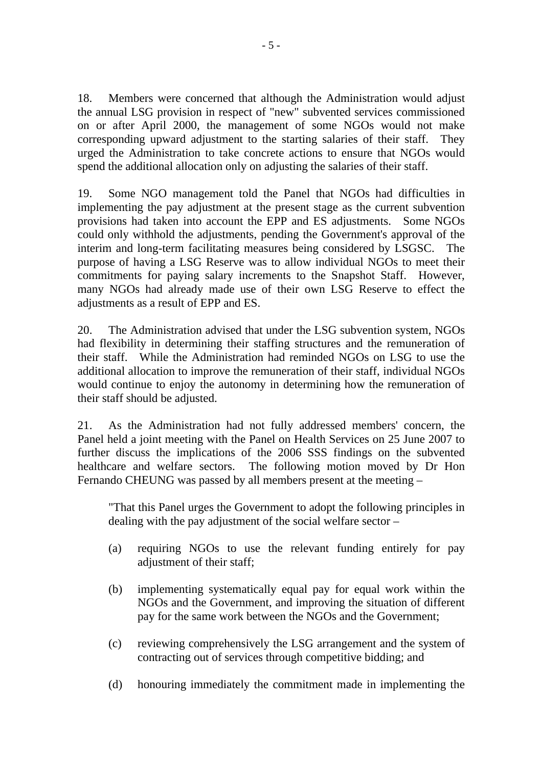18. Members were concerned that although the Administration would adjust the annual LSG provision in respect of "new" subvented services commissioned on or after April 2000, the management of some NGOs would not make corresponding upward adjustment to the starting salaries of their staff. They urged the Administration to take concrete actions to ensure that NGOs would spend the additional allocation only on adjusting the salaries of their staff.

19. Some NGO management told the Panel that NGOs had difficulties in implementing the pay adjustment at the present stage as the current subvention provisions had taken into account the EPP and ES adjustments. Some NGOs could only withhold the adjustments, pending the Government's approval of the interim and long-term facilitating measures being considered by LSGSC. The purpose of having a LSG Reserve was to allow individual NGOs to meet their commitments for paying salary increments to the Snapshot Staff. However, many NGOs had already made use of their own LSG Reserve to effect the adjustments as a result of EPP and ES.

20. The Administration advised that under the LSG subvention system, NGOs had flexibility in determining their staffing structures and the remuneration of their staff. While the Administration had reminded NGOs on LSG to use the additional allocation to improve the remuneration of their staff, individual NGOs would continue to enjoy the autonomy in determining how the remuneration of their staff should be adjusted.

21. As the Administration had not fully addressed members' concern, the Panel held a joint meeting with the Panel on Health Services on 25 June 2007 to further discuss the implications of the 2006 SSS findings on the subvented healthcare and welfare sectors. The following motion moved by Dr Hon Fernando CHEUNG was passed by all members present at the meeting –

> "That this Panel urges the Government to adopt the following principles in dealing with the pay adjustment of the social welfare sector –
>
> (a) requiring NGOs to use the relevant funding entirely for pay adjustment of their staff;
>
> (b) implementing systematically equal pay for equal work within the NGOs and the Government, and improving the situation of different pay for the same work between the NGOs and the Government;
>
> (c) reviewing comprehensively the LSG arrangement and the system of contracting out of services through competitive bidding; and
>
> (d) honouring immediately the commitment made in implementing the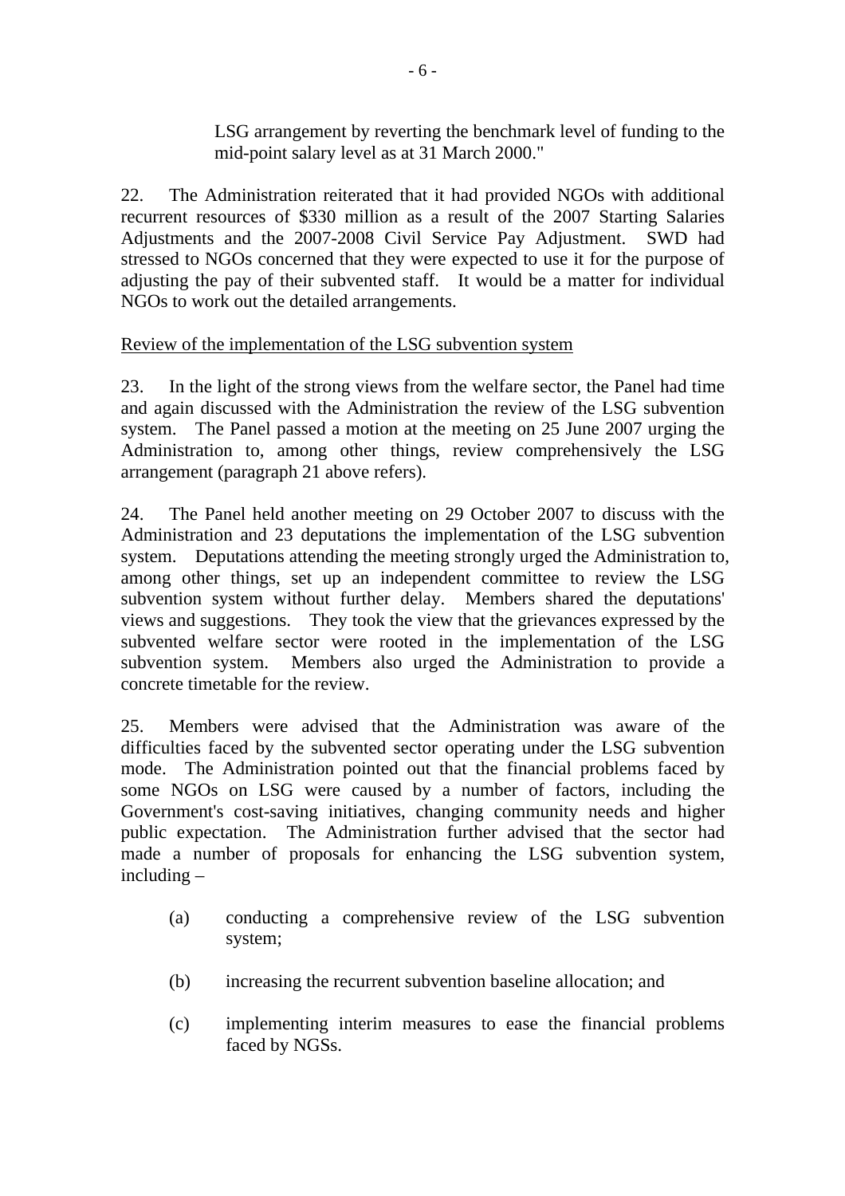LSG arrangement by reverting the benchmark level of funding to the mid-point salary level as at 31 March 2000."

22. The Administration reiterated that it had provided NGOs with additional recurrent resources of $330 million as a result of the 2007 Starting Salaries Adjustments and the 2007-2008 Civil Service Pay Adjustment. SWD had stressed to NGOs concerned that they were expected to use it for the purpose of adjusting the pay of their subvented staff. It would be a matter for individual NGOs to work out the detailed arrangements.

<u>Review of the implementation of the LSG subvention system</u>

23. In the light of the strong views from the welfare sector, the Panel had time and again discussed with the Administration the review of the LSG subvention system. The Panel passed a motion at the meeting on 25 June 2007 urging the Administration to, among other things, review comprehensively the LSG arrangement (paragraph 21 above refers).

24. The Panel held another meeting on 29 October 2007 to discuss with the Administration and 23 deputations the implementation of the LSG subvention system. Deputations attending the meeting strongly urged the Administration to, among other things, set up an independent committee to review the LSG subvention system without further delay. Members shared the deputations' views and suggestions. They took the view that the grievances expressed by the subvented welfare sector were rooted in the implementation of the LSG subvention system. Members also urged the Administration to provide a concrete timetable for the review.

25. Members were advised that the Administration was aware of the difficulties faced by the subvented sector operating under the LSG subvention mode. The Administration pointed out that the financial problems faced by some NGOs on LSG were caused by a number of factors, including the Government's cost-saving initiatives, changing community needs and higher public expectation. The Administration further advised that the sector had made a number of proposals for enhancing the LSG subvention system, including –

(a) conducting a comprehensive review of the LSG subvention system;

(b) increasing the recurrent subvention baseline allocation; and

(c) implementing interim measures to ease the financial problems faced by NGSs.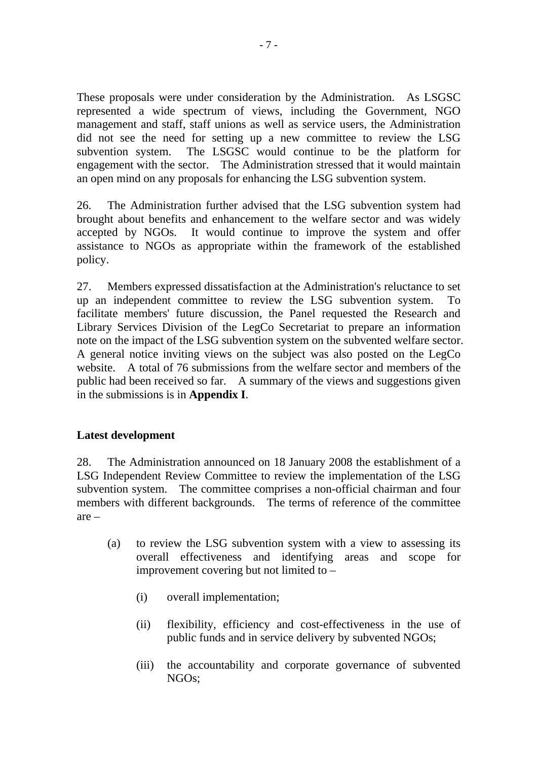These proposals were under consideration by the Administration. As LSGSC represented a wide spectrum of views, including the Government, NGO management and staff, staff unions as well as service users, the Administration did not see the need for setting up a new committee to review the LSG subvention system. The LSGSC would continue to be the platform for engagement with the sector. The Administration stressed that it would maintain an open mind on any proposals for enhancing the LSG subvention system.

26. The Administration further advised that the LSG subvention system had brought about benefits and enhancement to the welfare sector and was widely accepted by NGOs. It would continue to improve the system and offer assistance to NGOs as appropriate within the framework of the established policy.

27. Members expressed dissatisfaction at the Administration's reluctance to set up an independent committee to review the LSG subvention system. To facilitate members' future discussion, the Panel requested the Research and Library Services Division of the LegCo Secretariat to prepare an information note on the impact of the LSG subvention system on the subvented welfare sector. A general notice inviting views on the subject was also posted on the LegCo website. A total of 76 submissions from the welfare sector and members of the public had been received so far. A summary of the views and suggestions given in the submissions is in **Appendix I**.

**Latest development**

28. The Administration announced on 18 January 2008 the establishment of a LSG Independent Review Committee to review the implementation of the LSG subvention system. The committee comprises a non-official chairman and four members with different backgrounds. The terms of reference of the committee are –

(a) to review the LSG subvention system with a view to assessing its overall effectiveness and identifying areas and scope for improvement covering but not limited to –

  (i) overall implementation;

  (ii) flexibility, efficiency and cost-effectiveness in the use of public funds and in service delivery by subvented NGOs;

  (iii) the accountability and corporate governance of subvented NGOs;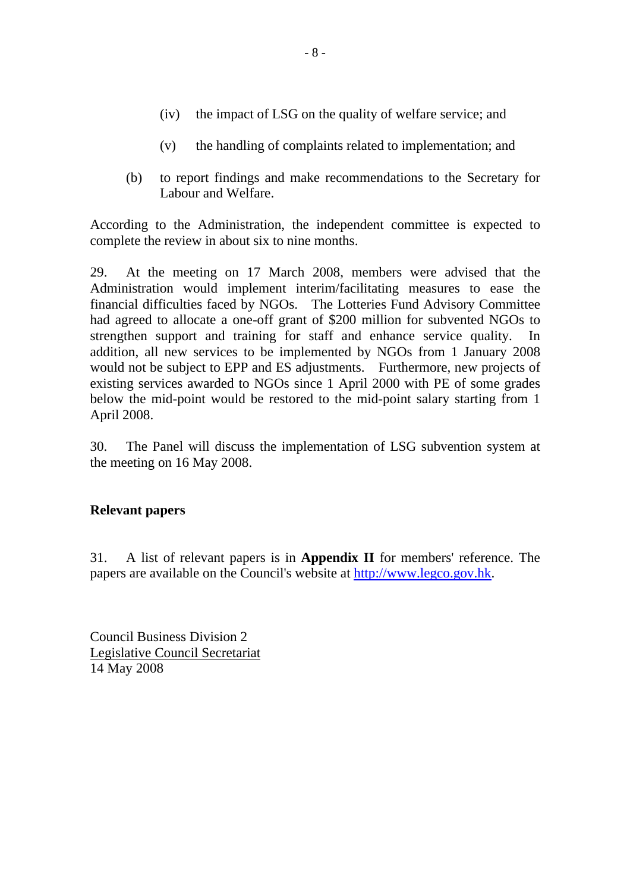(iv) the impact of LSG on the quality of welfare service; and

(v) the handling of complaints related to implementation; and

(b) to report findings and make recommendations to the Secretary for Labour and Welfare.

According to the Administration, the independent committee is expected to complete the review in about six to nine months.

29. At the meeting on 17 March 2008, members were advised that the Administration would implement interim/facilitating measures to ease the financial difficulties faced by NGOs. The Lotteries Fund Advisory Committee had agreed to allocate a one-off grant of $200 million for subvented NGOs to strengthen support and training for staff and enhance service quality. In addition, all new services to be implemented by NGOs from 1 January 2008 would not be subject to EPP and ES adjustments. Furthermore, new projects of existing services awarded to NGOs since 1 April 2000 with PE of some grades below the mid-point would be restored to the mid-point salary starting from 1 April 2008.

30. The Panel will discuss the implementation of LSG subvention system at the meeting on 16 May 2008.

**Relevant papers**

31. A list of relevant papers is in **Appendix II** for members' reference. The papers are available on the Council's website at http://www.legco.gov.hk.

Council Business Division 2
Legislative Council Secretariat
14 May 2008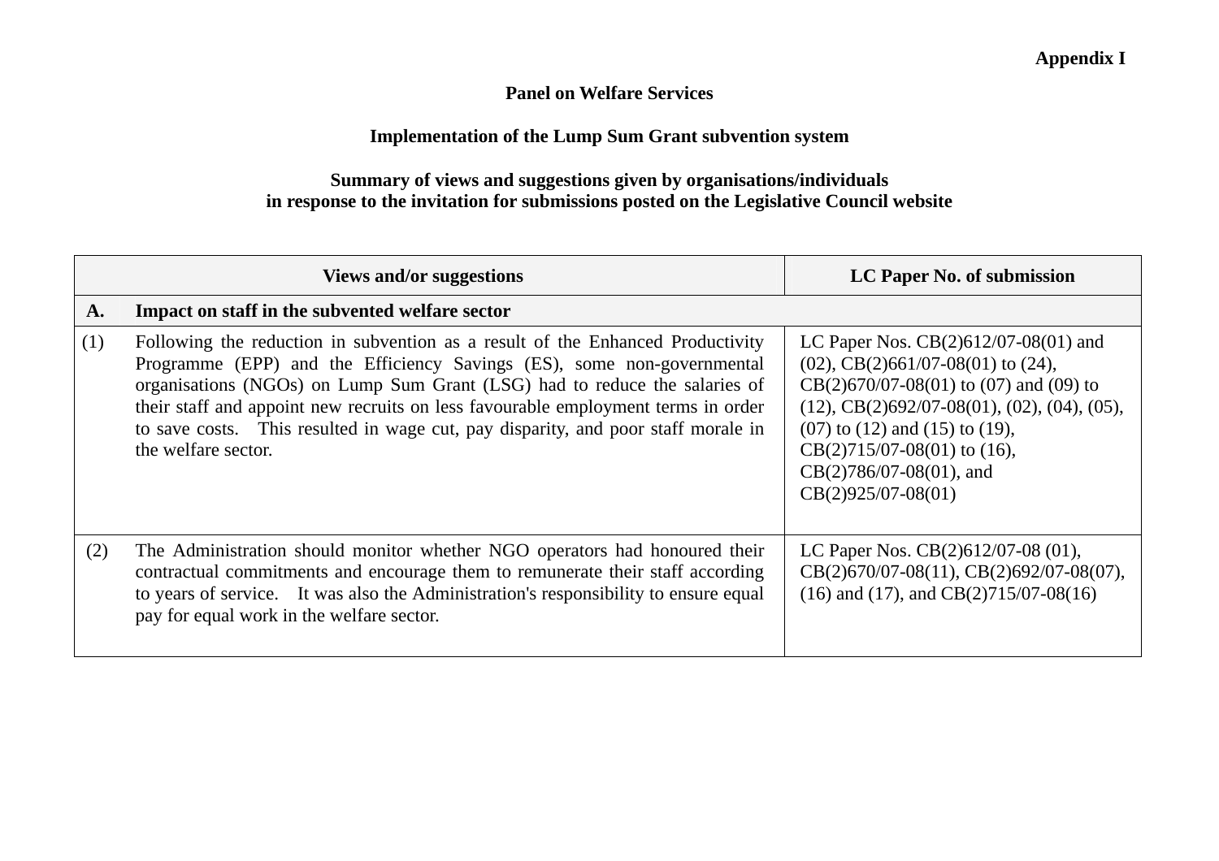**Appendix I**

**Panel on Welfare Services**

**Implementation of the Lump Sum Grant subvention system**

**Summary of views and suggestions given by organisations/individuals in response to the invitation for submissions posted on the Legislative Council website**

| | Views and/or suggestions | LC Paper No. of submission |
|---|---|---|
| **A.** | **Impact on staff in the subvented welfare sector** | |
| (1) | Following the reduction in subvention as a result of the Enhanced Productivity Programme (EPP) and the Efficiency Savings (ES), some non-governmental organisations (NGOs) on Lump Sum Grant (LSG) had to reduce the salaries of their staff and appoint new recruits on less favourable employment terms in order to save costs. This resulted in wage cut, pay disparity, and poor staff morale in the welfare sector. | LC Paper Nos. CB(2)612/07-08(01) and (02), CB(2)661/07-08(01) to (24), CB(2)670/07-08(01) to (07) and (09) to (12), CB(2)692/07-08(01), (02), (04), (05), (07) to (12) and (15) to (19), CB(2)715/07-08(01) to (16), CB(2)786/07-08(01), and CB(2)925/07-08(01) |
| (2) | The Administration should monitor whether NGO operators had honoured their contractual commitments and encourage them to remunerate their staff according to years of service. It was also the Administration's responsibility to ensure equal pay for equal work in the welfare sector. | LC Paper Nos. CB(2)612/07-08 (01), CB(2)670/07-08(11), CB(2)692/07-08(07), (16) and (17), and CB(2)715/07-08(16) |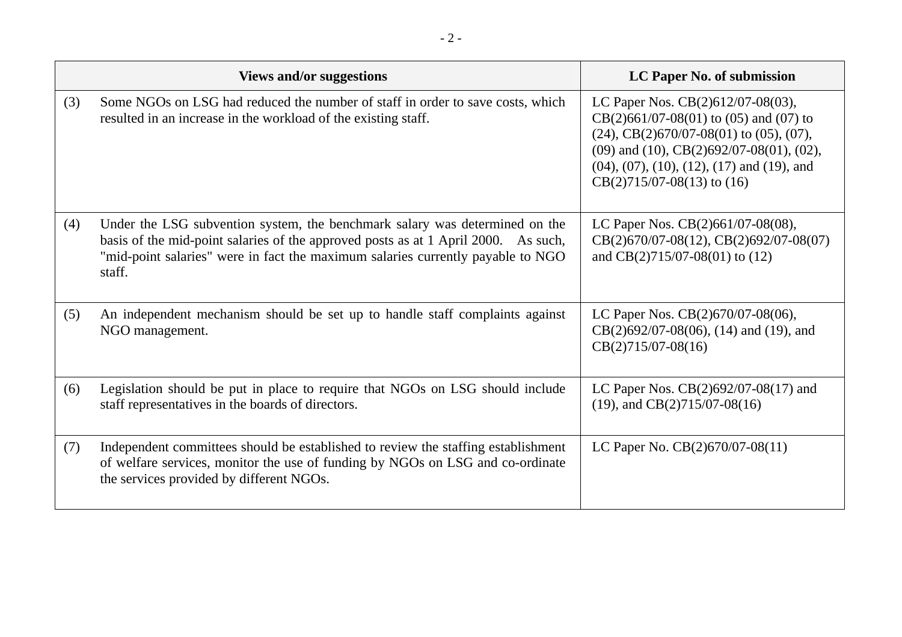| | Views and/or suggestions | LC Paper No. of submission |
|---|---|---|
| (3) | Some NGOs on LSG had reduced the number of staff in order to save costs, which resulted in an increase in the workload of the existing staff. | LC Paper Nos. CB(2)612/07-08(03), CB(2)661/07-08(01) to (05) and (07) to (24), CB(2)670/07-08(01) to (05), (07), (09) and (10), CB(2)692/07-08(01), (02), (04), (07), (10), (12), (17) and (19), and CB(2)715/07-08(13) to (16) |
| (4) | Under the LSG subvention system, the benchmark salary was determined on the basis of the mid-point salaries of the approved posts as at 1 April 2000. As such, "mid-point salaries" were in fact the maximum salaries currently payable to NGO staff. | LC Paper Nos. CB(2)661/07-08(08), CB(2)670/07-08(12), CB(2)692/07-08(07) and CB(2)715/07-08(01) to (12) |
| (5) | An independent mechanism should be set up to handle staff complaints against NGO management. | LC Paper Nos. CB(2)670/07-08(06), CB(2)692/07-08(06), (14) and (19), and CB(2)715/07-08(16) |
| (6) | Legislation should be put in place to require that NGOs on LSG should include staff representatives in the boards of directors. | LC Paper Nos. CB(2)692/07-08(17) and (19), and CB(2)715/07-08(16) |
| (7) | Independent committees should be established to review the staffing establishment of welfare services, monitor the use of funding by NGOs on LSG and co-ordinate the services provided by different NGOs. | LC Paper No. CB(2)670/07-08(11) |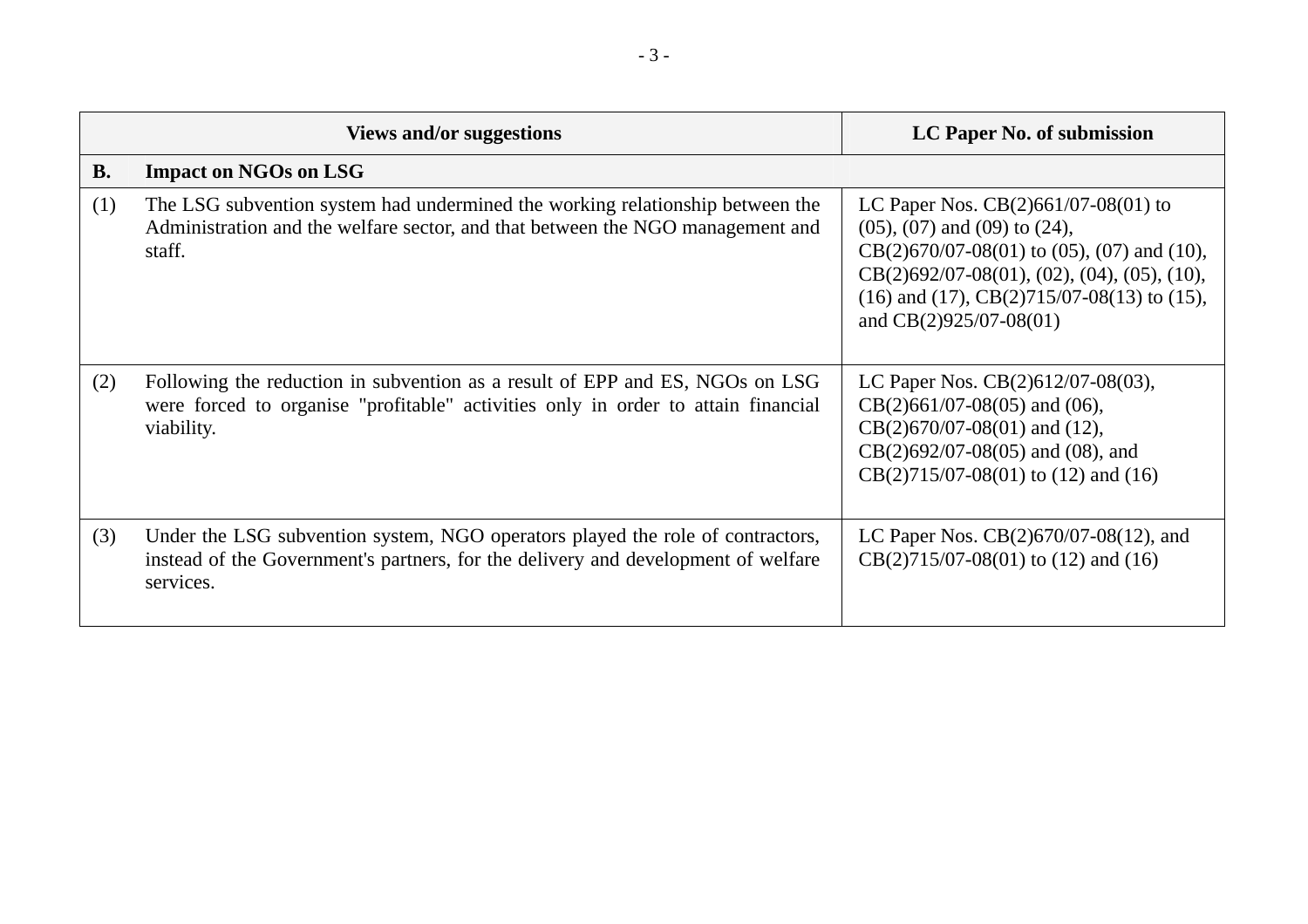| | Views and/or suggestions | LC Paper No. of submission |
|---|---|---|
| **B.** | **Impact on NGOs on LSG** | |
| (1) | The LSG subvention system had undermined the working relationship between the Administration and the welfare sector, and that between the NGO management and staff. | LC Paper Nos. CB(2)661/07-08(01) to (05), (07) and (09) to (24), CB(2)670/07-08(01) to (05), (07) and (10), CB(2)692/07-08(01), (02), (04), (05), (10), (16) and (17), CB(2)715/07-08(13) to (15), and CB(2)925/07-08(01) |
| (2) | Following the reduction in subvention as a result of EPP and ES, NGOs on LSG were forced to organise "profitable" activities only in order to attain financial viability. | LC Paper Nos. CB(2)612/07-08(03), CB(2)661/07-08(05) and (06), CB(2)670/07-08(01) and (12), CB(2)692/07-08(05) and (08), and CB(2)715/07-08(01) to (12) and (16) |
| (3) | Under the LSG subvention system, NGO operators played the role of contractors, instead of the Government's partners, for the delivery and development of welfare services. | LC Paper Nos. CB(2)670/07-08(12), and CB(2)715/07-08(01) to (12) and (16) |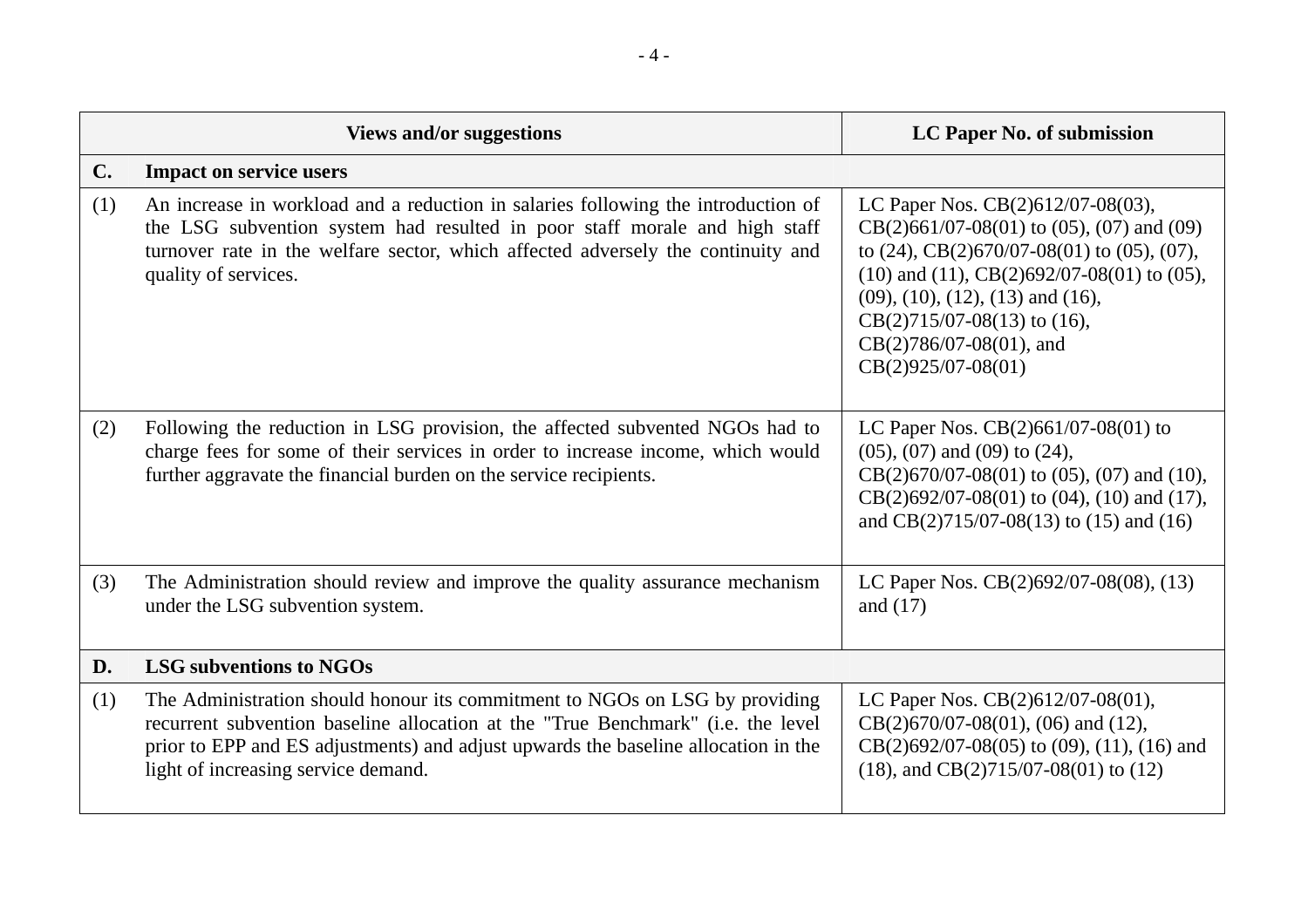| | Views and/or suggestions | LC Paper No. of submission |
|---|---|---|
| **C.** | **Impact on service users** | |
| (1) | An increase in workload and a reduction in salaries following the introduction of the LSG subvention system had resulted in poor staff morale and high staff turnover rate in the welfare sector, which affected adversely the continuity and quality of services. | LC Paper Nos. CB(2)612/07-08(03), CB(2)661/07-08(01) to (05), (07) and (09) to (24), CB(2)670/07-08(01) to (05), (07), (10) and (11), CB(2)692/07-08(01) to (05), (09), (10), (12), (13) and (16), CB(2)715/07-08(13) to (16), CB(2)786/07-08(01), and CB(2)925/07-08(01) |
| (2) | Following the reduction in LSG provision, the affected subvented NGOs had to charge fees for some of their services in order to increase income, which would further aggravate the financial burden on the service recipients. | LC Paper Nos. CB(2)661/07-08(01) to (05), (07) and (09) to (24), CB(2)670/07-08(01) to (05), (07) and (10), CB(2)692/07-08(01) to (04), (10) and (17), and CB(2)715/07-08(13) to (15) and (16) |
| (3) | The Administration should review and improve the quality assurance mechanism under the LSG subvention system. | LC Paper Nos. CB(2)692/07-08(08), (13) and (17) |
| **D.** | **LSG subventions to NGOs** | |
| (1) | The Administration should honour its commitment to NGOs on LSG by providing recurrent subvention baseline allocation at the "True Benchmark" (i.e. the level prior to EPP and ES adjustments) and adjust upwards the baseline allocation in the light of increasing service demand. | LC Paper Nos. CB(2)612/07-08(01), CB(2)670/07-08(01), (06) and (12), CB(2)692/07-08(05) to (09), (11), (16) and (18), and CB(2)715/07-08(01) to (12) |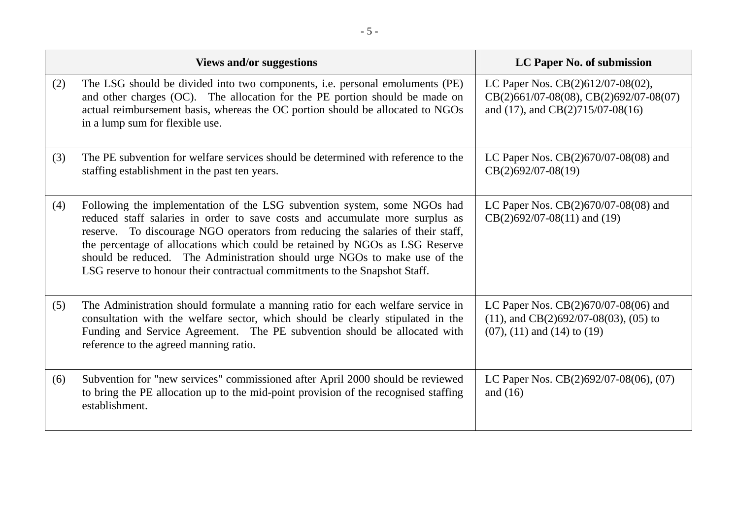| Views and/or suggestions | LC Paper No. of submission |
|---|---|
| (2) The LSG should be divided into two components, i.e. personal emoluments (PE) and other charges (OC). The allocation for the PE portion should be made on actual reimbursement basis, whereas the OC portion should be allocated to NGOs in a lump sum for flexible use. | LC Paper Nos. CB(2)612/07-08(02), CB(2)661/07-08(08), CB(2)692/07-08(07) and (17), and CB(2)715/07-08(16) |
| (3) The PE subvention for welfare services should be determined with reference to the staffing establishment in the past ten years. | LC Paper Nos. CB(2)670/07-08(08) and CB(2)692/07-08(19) |
| (4) Following the implementation of the LSG subvention system, some NGOs had reduced staff salaries in order to save costs and accumulate more surplus as reserve. To discourage NGO operators from reducing the salaries of their staff, the percentage of allocations which could be retained by NGOs as LSG Reserve should be reduced. The Administration should urge NGOs to make use of the LSG reserve to honour their contractual commitments to the Snapshot Staff. | LC Paper Nos. CB(2)670/07-08(08) and CB(2)692/07-08(11) and (19) |
| (5) The Administration should formulate a manning ratio for each welfare service in consultation with the welfare sector, which should be clearly stipulated in the Funding and Service Agreement. The PE subvention should be allocated with reference to the agreed manning ratio. | LC Paper Nos. CB(2)670/07-08(06) and (11), and CB(2)692/07-08(03), (05) to (07), (11) and (14) to (19) |
| (6) Subvention for "new services" commissioned after April 2000 should be reviewed to bring the PE allocation up to the mid-point provision of the recognised staffing establishment. | LC Paper Nos. CB(2)692/07-08(06), (07) and (16) |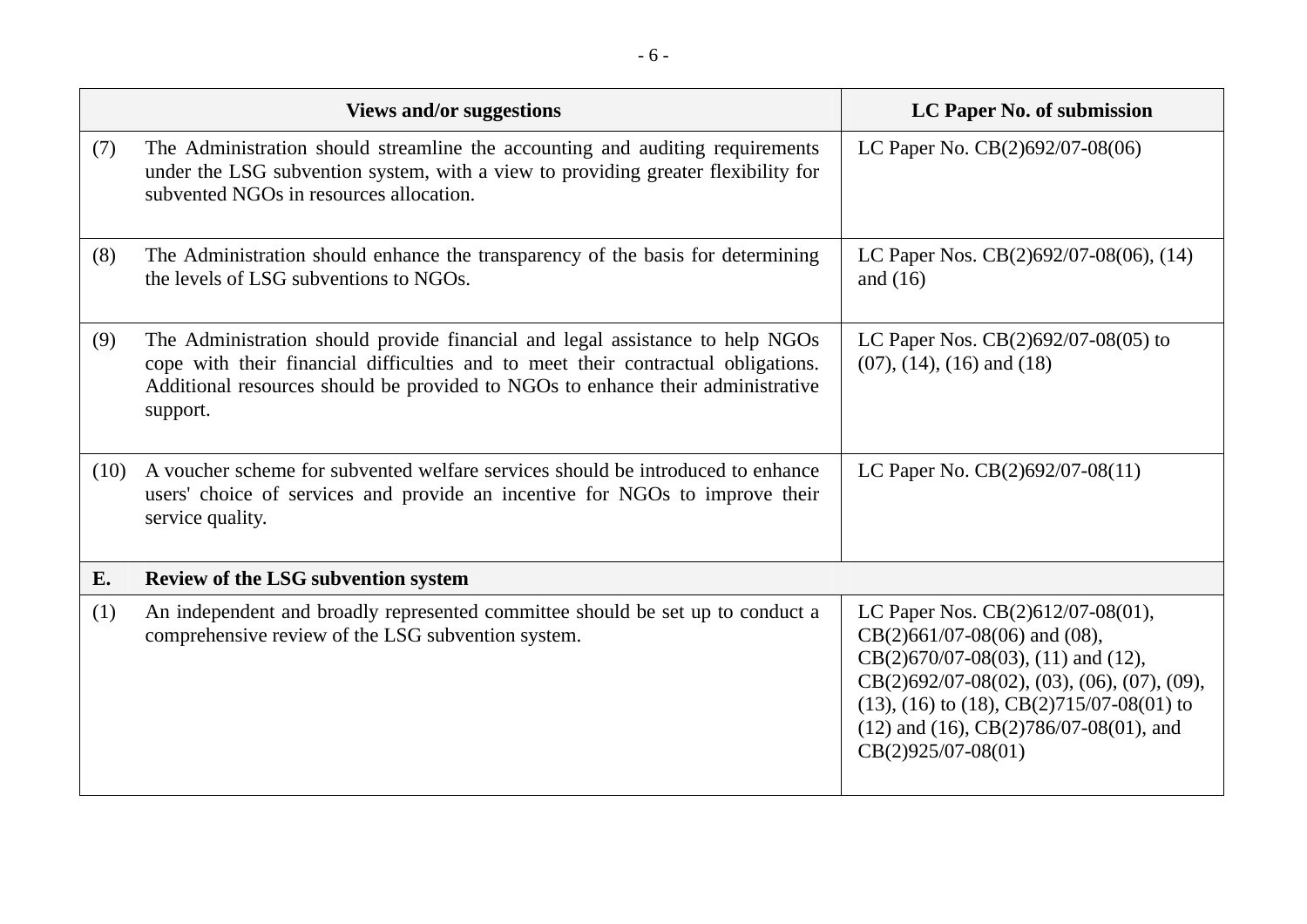| Views and/or suggestions | LC Paper No. of submission |
|---|---|
| (7) The Administration should streamline the accounting and auditing requirements under the LSG subvention system, with a view to providing greater flexibility for subvented NGOs in resources allocation. | LC Paper No. CB(2)692/07-08(06) |
| (8) The Administration should enhance the transparency of the basis for determining the levels of LSG subventions to NGOs. | LC Paper Nos. CB(2)692/07-08(06), (14) and (16) |
| (9) The Administration should provide financial and legal assistance to help NGOs cope with their financial difficulties and to meet their contractual obligations. Additional resources should be provided to NGOs to enhance their administrative support. | LC Paper Nos. CB(2)692/07-08(05) to (07), (14), (16) and (18) |
| (10) A voucher scheme for subvented welfare services should be introduced to enhance users' choice of services and provide an incentive for NGOs to improve their service quality. | LC Paper No. CB(2)692/07-08(11) |
| **E. Review of the LSG subvention system** | |
| (1) An independent and broadly represented committee should be set up to conduct a comprehensive review of the LSG subvention system. | LC Paper Nos. CB(2)612/07-08(01), CB(2)661/07-08(06) and (08), CB(2)670/07-08(03), (11) and (12), CB(2)692/07-08(02), (03), (06), (07), (09), (13), (16) to (18), CB(2)715/07-08(01) to (12) and (16), CB(2)786/07-08(01), and CB(2)925/07-08(01) |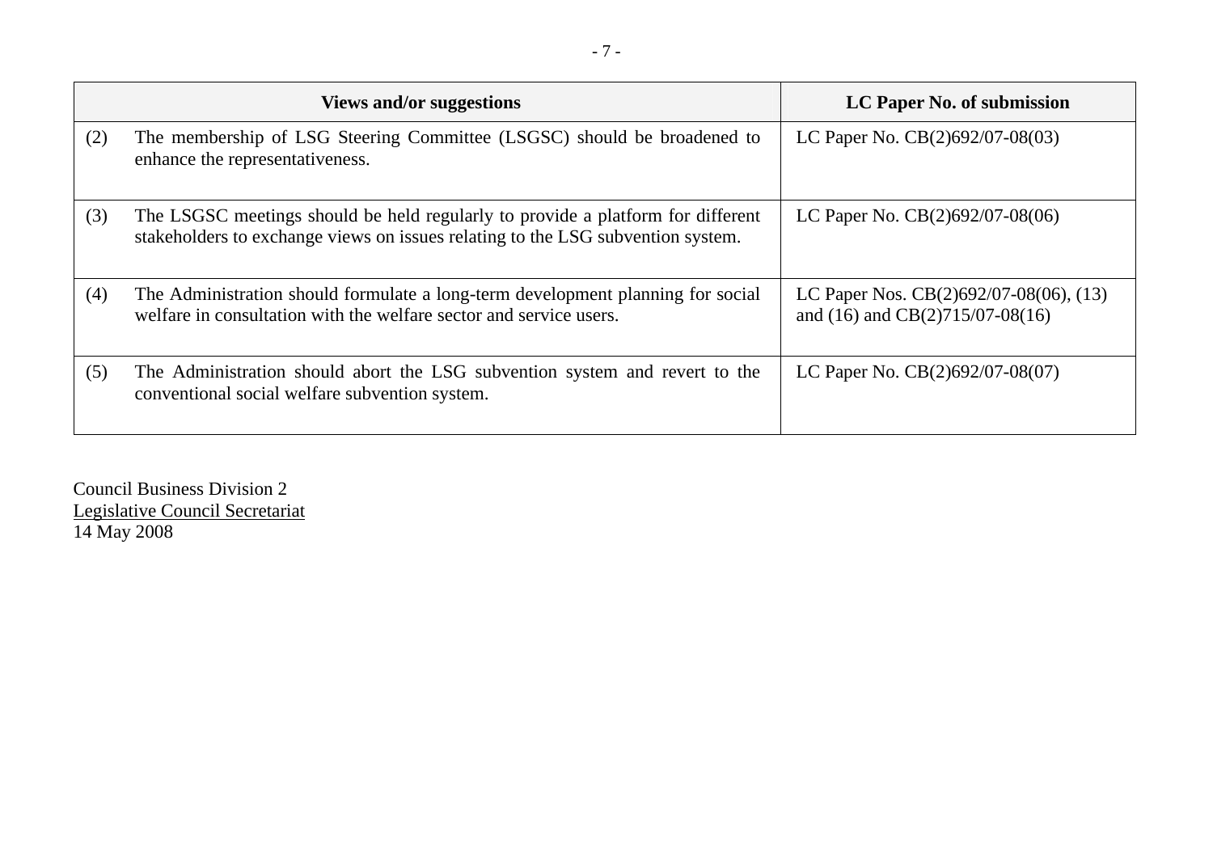| Views and/or suggestions | LC Paper No. of submission |
|---|---|
| (2) The membership of LSG Steering Committee (LSGSC) should be broadened to enhance the representativeness. | LC Paper No. CB(2)692/07-08(03) |
| (3) The LSGSC meetings should be held regularly to provide a platform for different stakeholders to exchange views on issues relating to the LSG subvention system. | LC Paper No. CB(2)692/07-08(06) |
| (4) The Administration should formulate a long-term development planning for social welfare in consultation with the welfare sector and service users. | LC Paper Nos. CB(2)692/07-08(06), (13) and (16) and CB(2)715/07-08(16) |
| (5) The Administration should abort the LSG subvention system and revert to the conventional social welfare subvention system. | LC Paper No. CB(2)692/07-08(07) |

Council Business Division 2
Legislative Council Secretariat
14 May 2008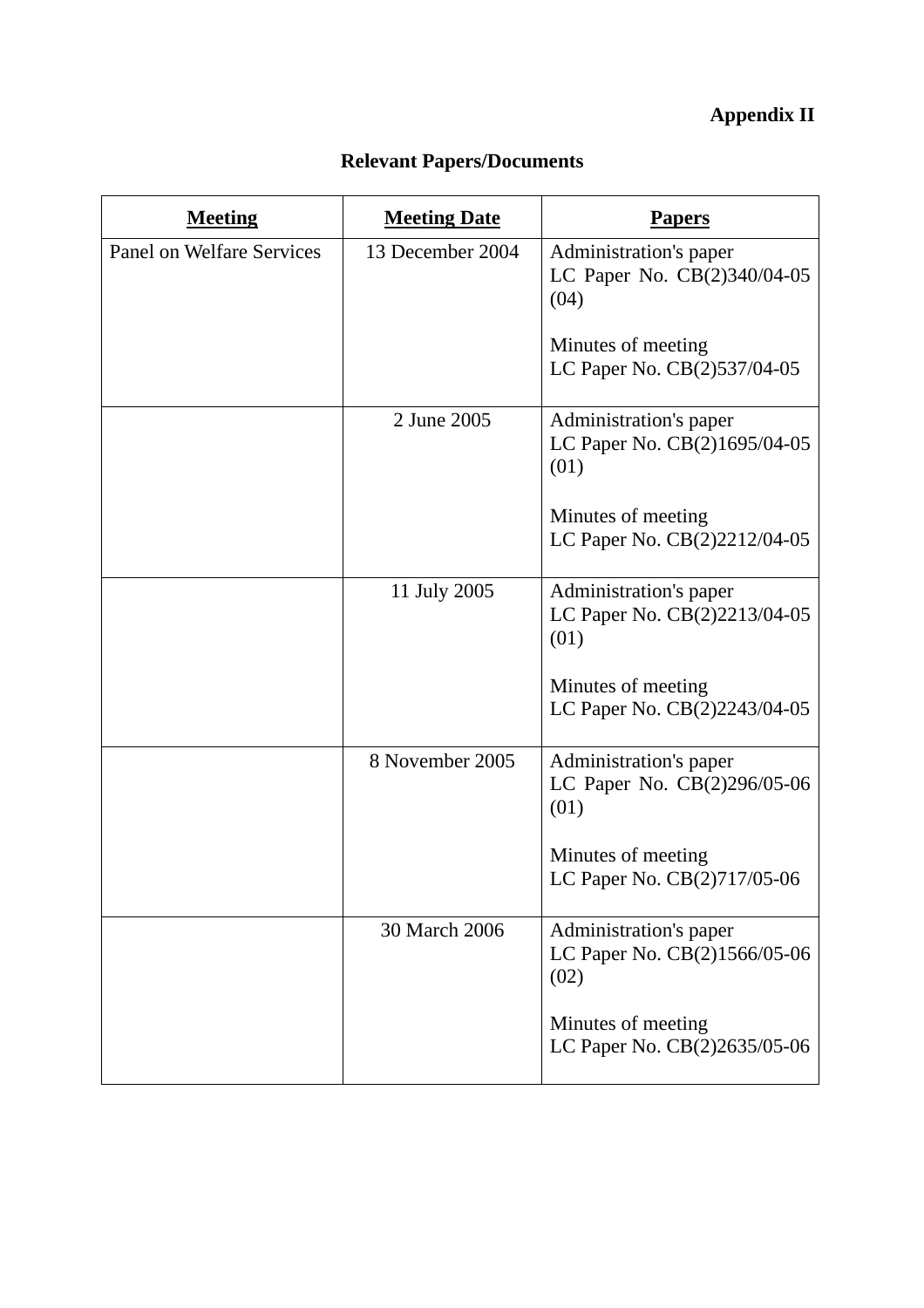**Appendix II**

**Relevant Papers/Documents**

| Meeting | Meeting Date | Papers |
|---|---|---|
| Panel on Welfare Services | 13 December 2004 | Administration's paper<br>LC Paper No. CB(2)340/04-05 (04)<br><br>Minutes of meeting<br>LC Paper No. CB(2)537/04-05 |
| | 2 June 2005 | Administration's paper<br>LC Paper No. CB(2)1695/04-05 (01)<br><br>Minutes of meeting<br>LC Paper No. CB(2)2212/04-05 |
| | 11 July 2005 | Administration's paper<br>LC Paper No. CB(2)2213/04-05 (01)<br><br>Minutes of meeting<br>LC Paper No. CB(2)2243/04-05 |
| | 8 November 2005 | Administration's paper<br>LC Paper No. CB(2)296/05-06 (01)<br><br>Minutes of meeting<br>LC Paper No. CB(2)717/05-06 |
| | 30 March 2006 | Administration's paper<br>LC Paper No. CB(2)1566/05-06 (02)<br><br>Minutes of meeting<br>LC Paper No. CB(2)2635/05-06 |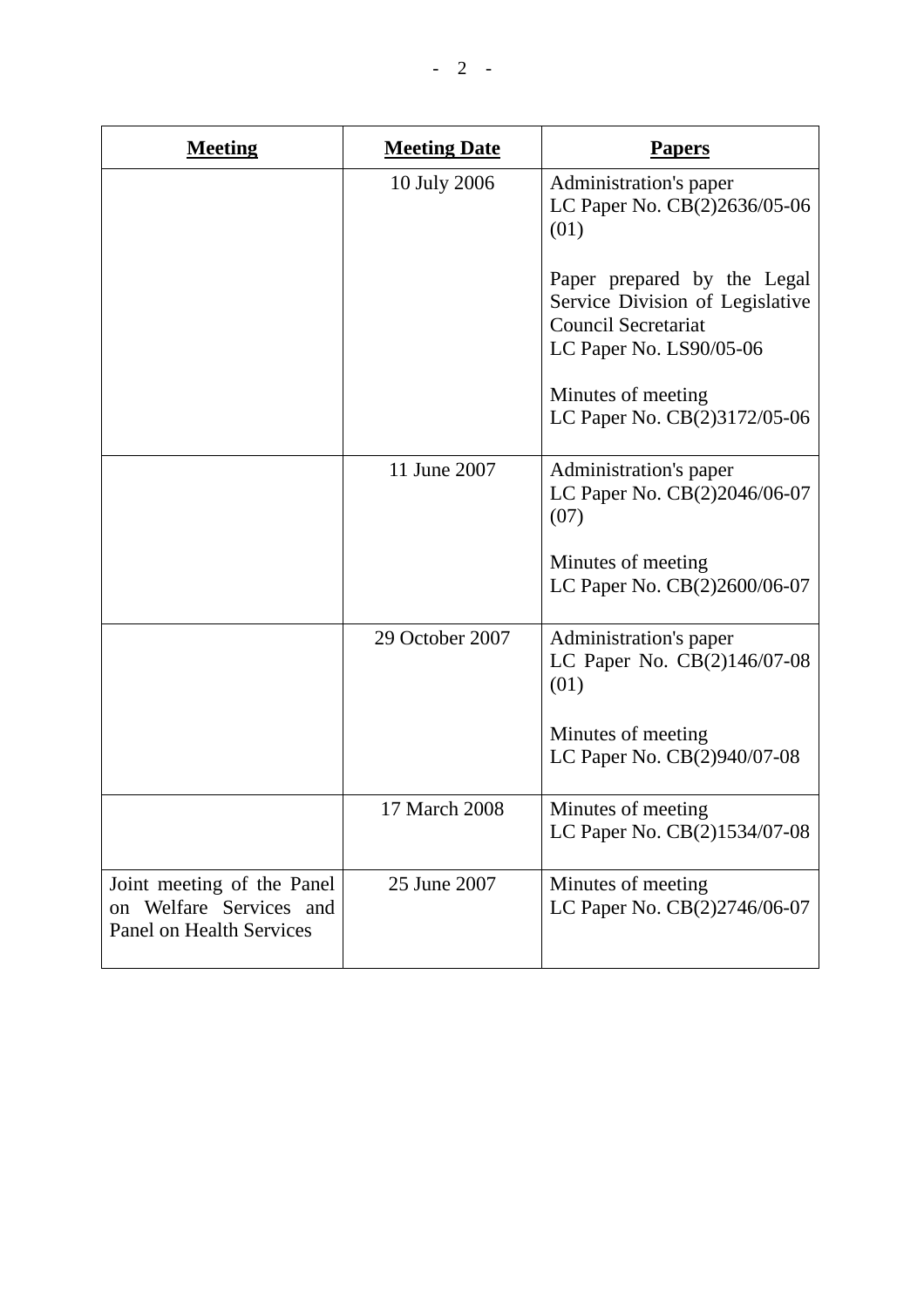| **Meeting** | **Meeting Date** | **Papers** |
| --- | --- | --- |
| | 10 July 2006 | Administration's paper<br>LC Paper No. CB(2)2636/05-06 (01)<br><br>Paper prepared by the Legal Service Division of Legislative Council Secretariat<br>LC Paper No. LS90/05-06<br><br>Minutes of meeting<br>LC Paper No. CB(2)3172/05-06 |
| | 11 June 2007 | Administration's paper<br>LC Paper No. CB(2)2046/06-07 (07)<br><br>Minutes of meeting<br>LC Paper No. CB(2)2600/06-07 |
| | 29 October 2007 | Administration's paper<br>LC Paper No. CB(2)146/07-08 (01)<br><br>Minutes of meeting<br>LC Paper No. CB(2)940/07-08 |
| | 17 March 2008 | Minutes of meeting<br>LC Paper No. CB(2)1534/07-08 |
| Joint meeting of the Panel on Welfare Services and Panel on Health Services | 25 June 2007 | Minutes of meeting<br>LC Paper No. CB(2)2746/06-07 |